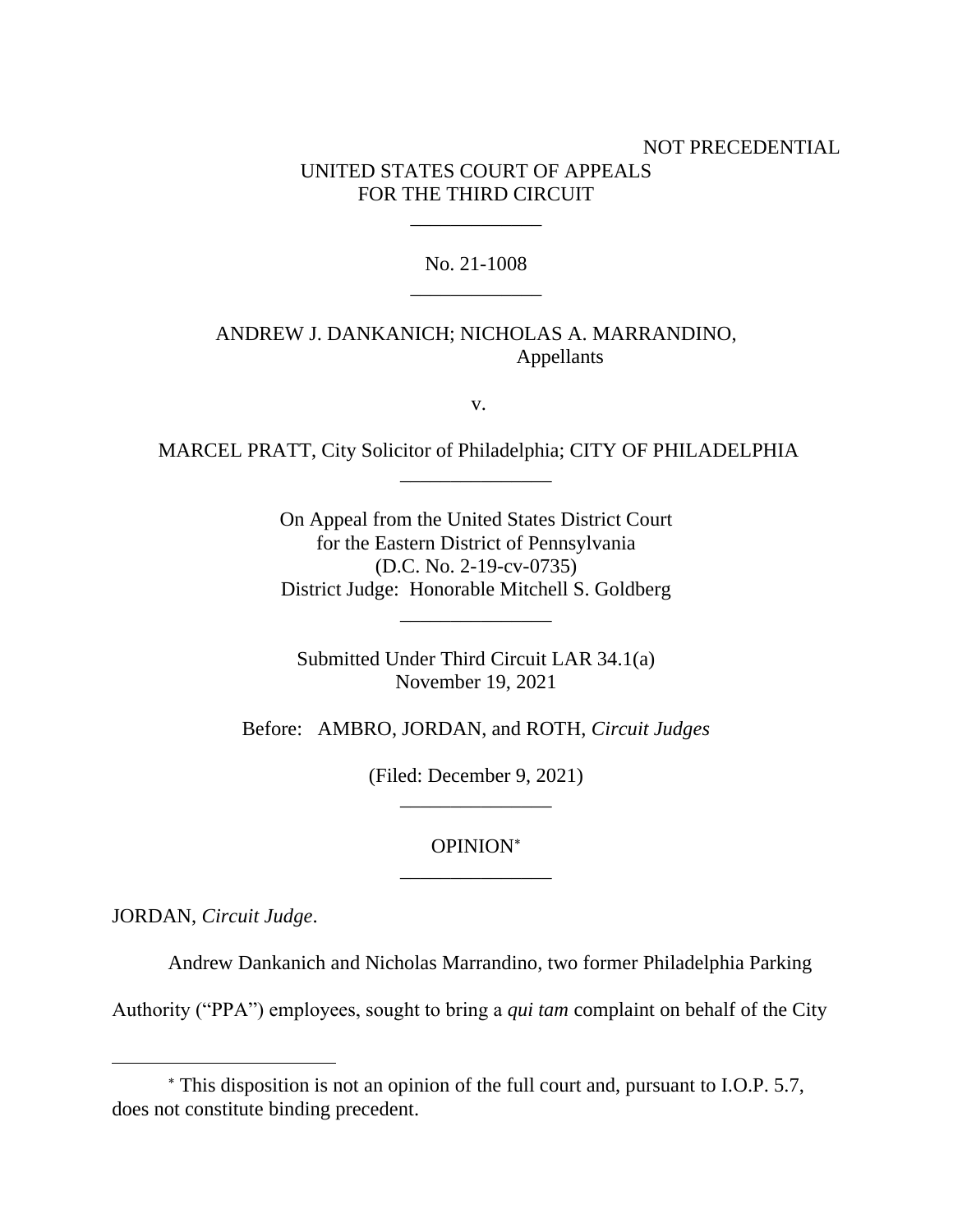NOT PRECEDENTIAL

UNITED STATES COURT OF APPEALS
FOR THE THIRD CIRCUIT

\_\_\_\_\_\_\_\_\_\_\_\_\_

No. 21-1008

\_\_\_\_\_\_\_\_\_\_\_\_\_

ANDREW J. DANKANICH; NICHOLAS A. MARRANDINO,
Appellants

v.

MARCEL PRATT, City Solicitor of Philadelphia; CITY OF PHILADELPHIA

\_\_\_\_\_\_\_\_\_\_\_\_\_\_\_

On Appeal from the United States District Court
for the Eastern District of Pennsylvania
(D.C. No. 2-19-cv-0735)
District Judge: Honorable Mitchell S. Goldberg

\_\_\_\_\_\_\_\_\_\_\_\_\_\_\_

Submitted Under Third Circuit LAR 34.1(a)
November 19, 2021

Before: AMBRO, JORDAN, and ROTH, *Circuit Judges*

(Filed: December 9, 2021)

\_\_\_\_\_\_\_\_\_\_\_\_\_\_\_

OPINION*

\_\_\_\_\_\_\_\_\_\_\_\_\_\_\_

JORDAN, *Circuit Judge*.

Andrew Dankanich and Nicholas Marrandino, two former Philadelphia Parking Authority ("PPA") employees, sought to bring a *qui tam* complaint on behalf of the City

\* This disposition is not an opinion of the full court and, pursuant to I.O.P. 5.7, does not constitute binding precedent.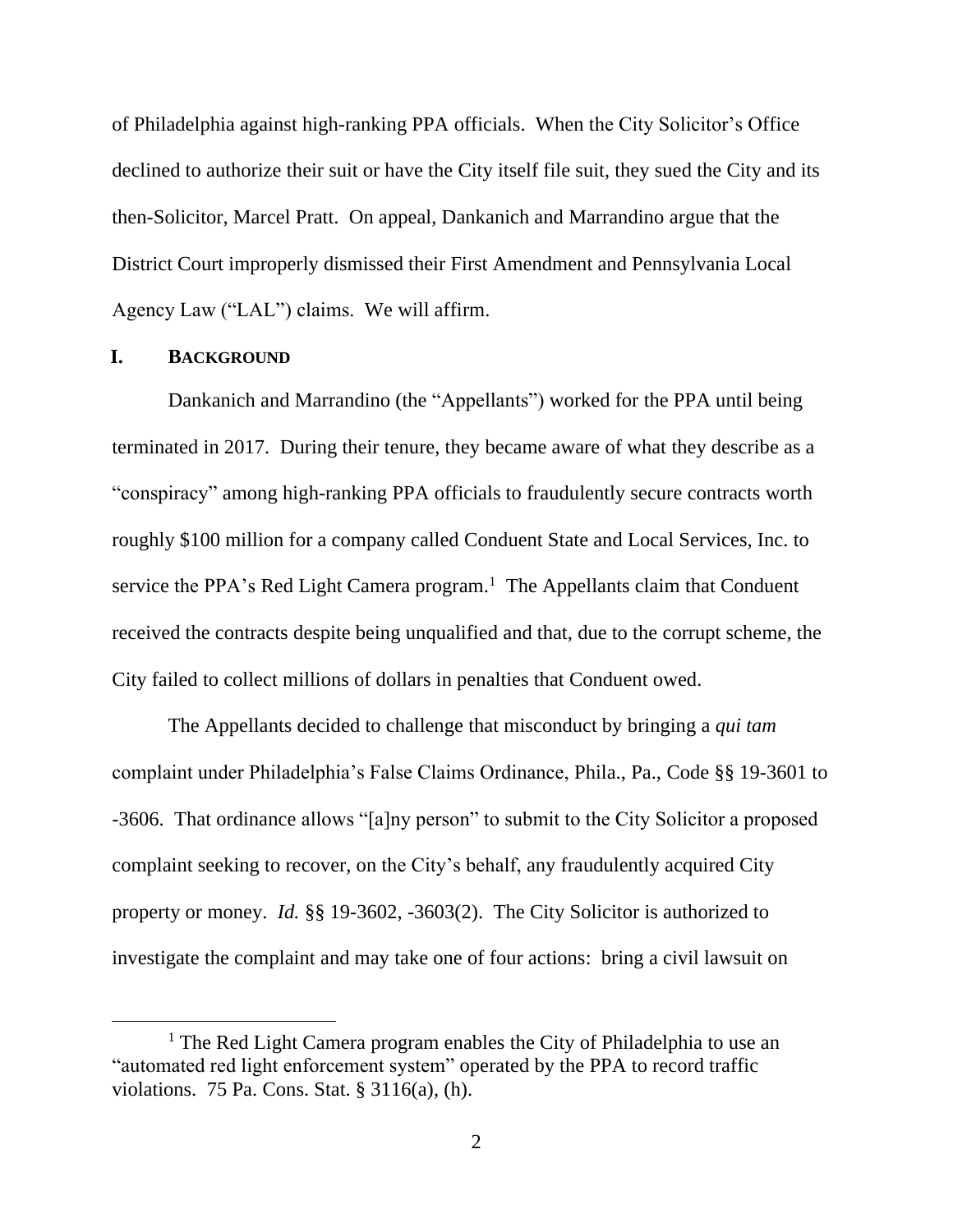of Philadelphia against high-ranking PPA officials. When the City Solicitor's Office declined to authorize their suit or have the City itself file suit, they sued the City and its then-Solicitor, Marcel Pratt. On appeal, Dankanich and Marrandino argue that the District Court improperly dismissed their First Amendment and Pennsylvania Local Agency Law ("LAL") claims. We will affirm.

## I. Background

Dankanich and Marrandino (the "Appellants") worked for the PPA until being terminated in 2017. During their tenure, they became aware of what they describe as a "conspiracy" among high-ranking PPA officials to fraudulently secure contracts worth roughly $100 million for a company called Conduent State and Local Services, Inc. to service the PPA's Red Light Camera program.[1] The Appellants claim that Conduent received the contracts despite being unqualified and that, due to the corrupt scheme, the City failed to collect millions of dollars in penalties that Conduent owed.

The Appellants decided to challenge that misconduct by bringing a *qui tam* complaint under Philadelphia's False Claims Ordinance, Phila., Pa., Code §§ 19-3601 to -3606. That ordinance allows "[a]ny person" to submit to the City Solicitor a proposed complaint seeking to recover, on the City's behalf, any fraudulently acquired City property or money. *Id.* §§ 19-3602, -3603(2). The City Solicitor is authorized to investigate the complaint and may take one of four actions: bring a civil lawsuit on

[1] The Red Light Camera program enables the City of Philadelphia to use an "automated red light enforcement system" operated by the PPA to record traffic violations. 75 Pa. Cons. Stat. § 3116(a), (h).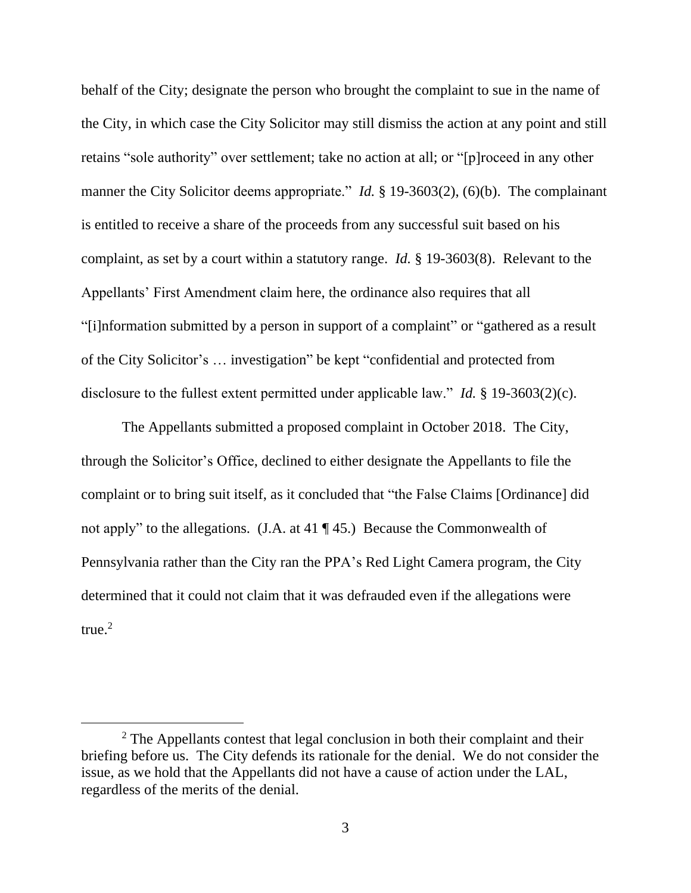behalf of the City; designate the person who brought the complaint to sue in the name of the City, in which case the City Solicitor may still dismiss the action at any point and still retains "sole authority" over settlement; take no action at all; or "[p]roceed in any other manner the City Solicitor deems appropriate." *Id.* § 19-3603(2), (6)(b). The complainant is entitled to receive a share of the proceeds from any successful suit based on his complaint, as set by a court within a statutory range. *Id.* § 19-3603(8). Relevant to the Appellants' First Amendment claim here, the ordinance also requires that all "[i]nformation submitted by a person in support of a complaint" or "gathered as a result of the City Solicitor's … investigation" be kept "confidential and protected from disclosure to the fullest extent permitted under applicable law." *Id.* § 19-3603(2)(c).

The Appellants submitted a proposed complaint in October 2018. The City, through the Solicitor's Office, declined to either designate the Appellants to file the complaint or to bring suit itself, as it concluded that "the False Claims [Ordinance] did not apply" to the allegations. (J.A. at 41 ¶ 45.) Because the Commonwealth of Pennsylvania rather than the City ran the PPA's Red Light Camera program, the City determined that it could not claim that it was defrauded even if the allegations were true.[2]

[2] The Appellants contest that legal conclusion in both their complaint and their briefing before us. The City defends its rationale for the denial. We do not consider the issue, as we hold that the Appellants did not have a cause of action under the LAL, regardless of the merits of the denial.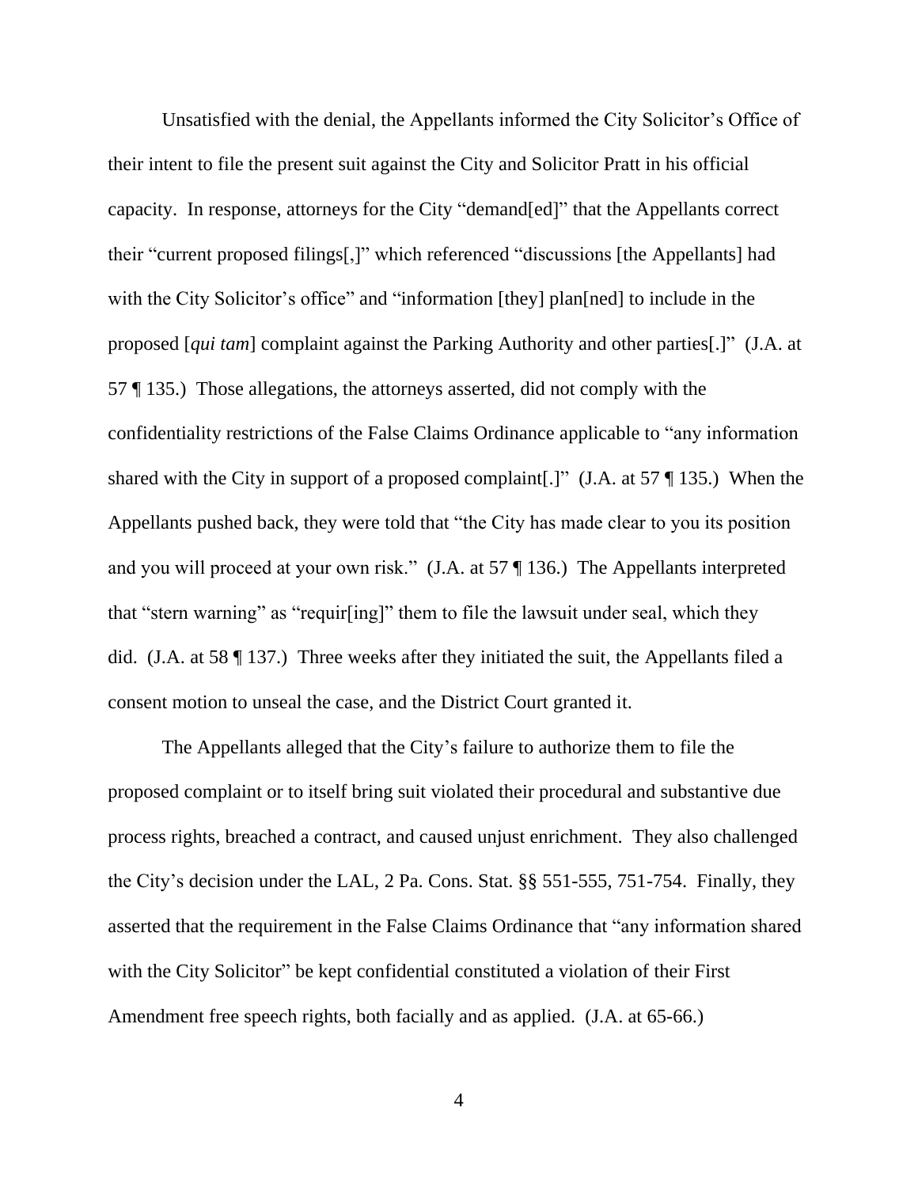Unsatisfied with the denial, the Appellants informed the City Solicitor's Office of their intent to file the present suit against the City and Solicitor Pratt in his official capacity. In response, attorneys for the City "demand[ed]" that the Appellants correct their "current proposed filings[,]" which referenced "discussions [the Appellants] had with the City Solicitor's office" and "information [they] plan[ned] to include in the proposed [*qui tam*] complaint against the Parking Authority and other parties[.]" (J.A. at 57 ¶ 135.) Those allegations, the attorneys asserted, did not comply with the confidentiality restrictions of the False Claims Ordinance applicable to "any information shared with the City in support of a proposed complaint[.]" (J.A. at 57 ¶ 135.) When the Appellants pushed back, they were told that "the City has made clear to you its position and you will proceed at your own risk." (J.A. at 57 ¶ 136.) The Appellants interpreted that "stern warning" as "requir[ing]" them to file the lawsuit under seal, which they did. (J.A. at 58 ¶ 137.) Three weeks after they initiated the suit, the Appellants filed a consent motion to unseal the case, and the District Court granted it.

The Appellants alleged that the City's failure to authorize them to file the proposed complaint or to itself bring suit violated their procedural and substantive due process rights, breached a contract, and caused unjust enrichment. They also challenged the City's decision under the LAL, 2 Pa. Cons. Stat. §§ 551-555, 751-754. Finally, they asserted that the requirement in the False Claims Ordinance that "any information shared with the City Solicitor" be kept confidential constituted a violation of their First Amendment free speech rights, both facially and as applied. (J.A. at 65-66.)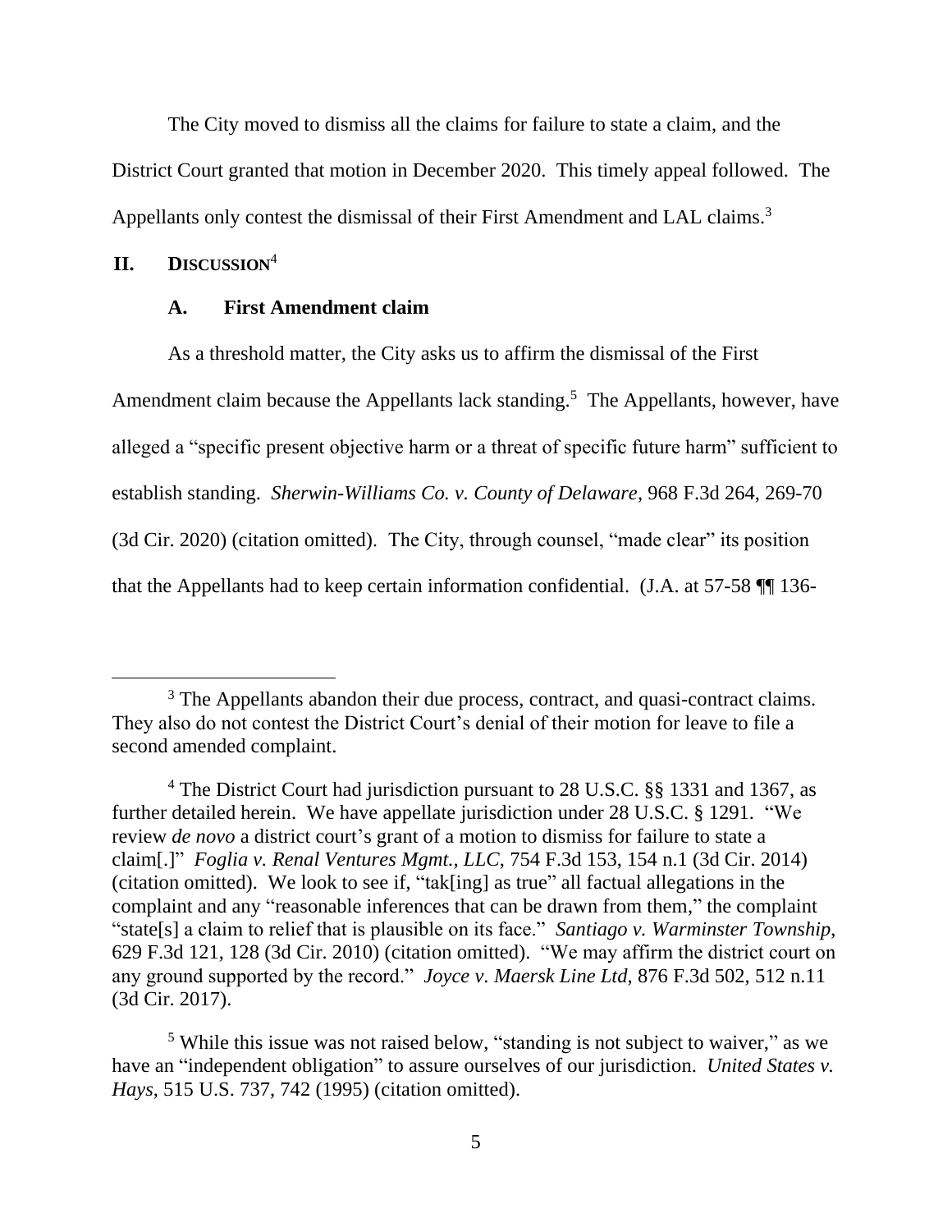The City moved to dismiss all the claims for failure to state a claim, and the District Court granted that motion in December 2020. This timely appeal followed. The Appellants only contest the dismissal of their First Amendment and LAL claims.[3]

## II. DISCUSSION[4]

### A. First Amendment claim

As a threshold matter, the City asks us to affirm the dismissal of the First Amendment claim because the Appellants lack standing.[5] The Appellants, however, have alleged a "specific present objective harm or a threat of specific future harm" sufficient to establish standing. *Sherwin-Williams Co. v. County of Delaware*, 968 F.3d 264, 269-70 (3d Cir. 2020) (citation omitted). The City, through counsel, "made clear" its position that the Appellants had to keep certain information confidential. (J.A. at 57-58 ¶¶ 136-

---

[3] The Appellants abandon their due process, contract, and quasi-contract claims. They also do not contest the District Court's denial of their motion for leave to file a second amended complaint.

[4] The District Court had jurisdiction pursuant to 28 U.S.C. §§ 1331 and 1367, as further detailed herein. We have appellate jurisdiction under 28 U.S.C. § 1291. "We review *de novo* a district court's grant of a motion to dismiss for failure to state a claim[.]" *Foglia v. Renal Ventures Mgmt., LLC*, 754 F.3d 153, 154 n.1 (3d Cir. 2014) (citation omitted). We look to see if, "tak[ing] as true" all factual allegations in the complaint and any "reasonable inferences that can be drawn from them," the complaint "state[s] a claim to relief that is plausible on its face." *Santiago v. Warminster Township*, 629 F.3d 121, 128 (3d Cir. 2010) (citation omitted). "We may affirm the district court on any ground supported by the record." *Joyce v. Maersk Line Ltd*, 876 F.3d 502, 512 n.11 (3d Cir. 2017).

[5] While this issue was not raised below, "standing is not subject to waiver," as we have an "independent obligation" to assure ourselves of our jurisdiction. *United States v. Hays*, 515 U.S. 737, 742 (1995) (citation omitted).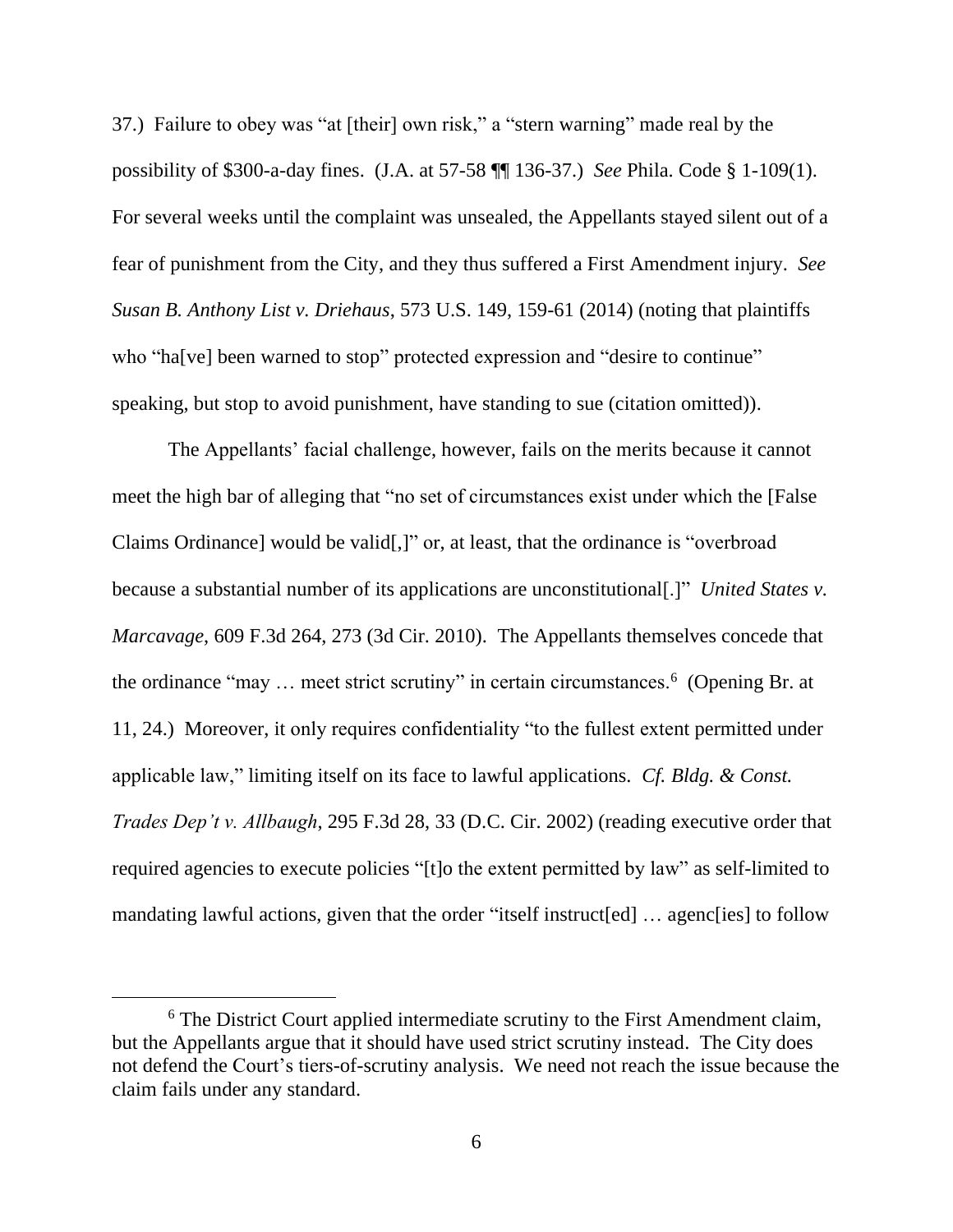37.) Failure to obey was "at [their] own risk," a "stern warning" made real by the possibility of $300-a-day fines. (J.A. at 57-58 ¶¶ 136-37.) *See* Phila. Code § 1-109(1). For several weeks until the complaint was unsealed, the Appellants stayed silent out of a fear of punishment from the City, and they thus suffered a First Amendment injury. *See Susan B. Anthony List v. Driehaus*, 573 U.S. 149, 159-61 (2014) (noting that plaintiffs who "ha[ve] been warned to stop" protected expression and "desire to continue" speaking, but stop to avoid punishment, have standing to sue (citation omitted)).

The Appellants' facial challenge, however, fails on the merits because it cannot meet the high bar of alleging that "no set of circumstances exist under which the [False Claims Ordinance] would be valid[,]" or, at least, that the ordinance is "overbroad because a substantial number of its applications are unconstitutional[.]" *United States v. Marcavage*, 609 F.3d 264, 273 (3d Cir. 2010). The Appellants themselves concede that the ordinance "may … meet strict scrutiny" in certain circumstances.[6] (Opening Br. at 11, 24.) Moreover, it only requires confidentiality "to the fullest extent permitted under applicable law," limiting itself on its face to lawful applications. *Cf. Bldg. & Const. Trades Dep't v. Allbaugh*, 295 F.3d 28, 33 (D.C. Cir. 2002) (reading executive order that required agencies to execute policies "[t]o the extent permitted by law" as self-limited to mandating lawful actions, given that the order "itself instruct[ed] … agenc[ies] to follow

[6] The District Court applied intermediate scrutiny to the First Amendment claim, but the Appellants argue that it should have used strict scrutiny instead. The City does not defend the Court's tiers-of-scrutiny analysis. We need not reach the issue because the claim fails under any standard.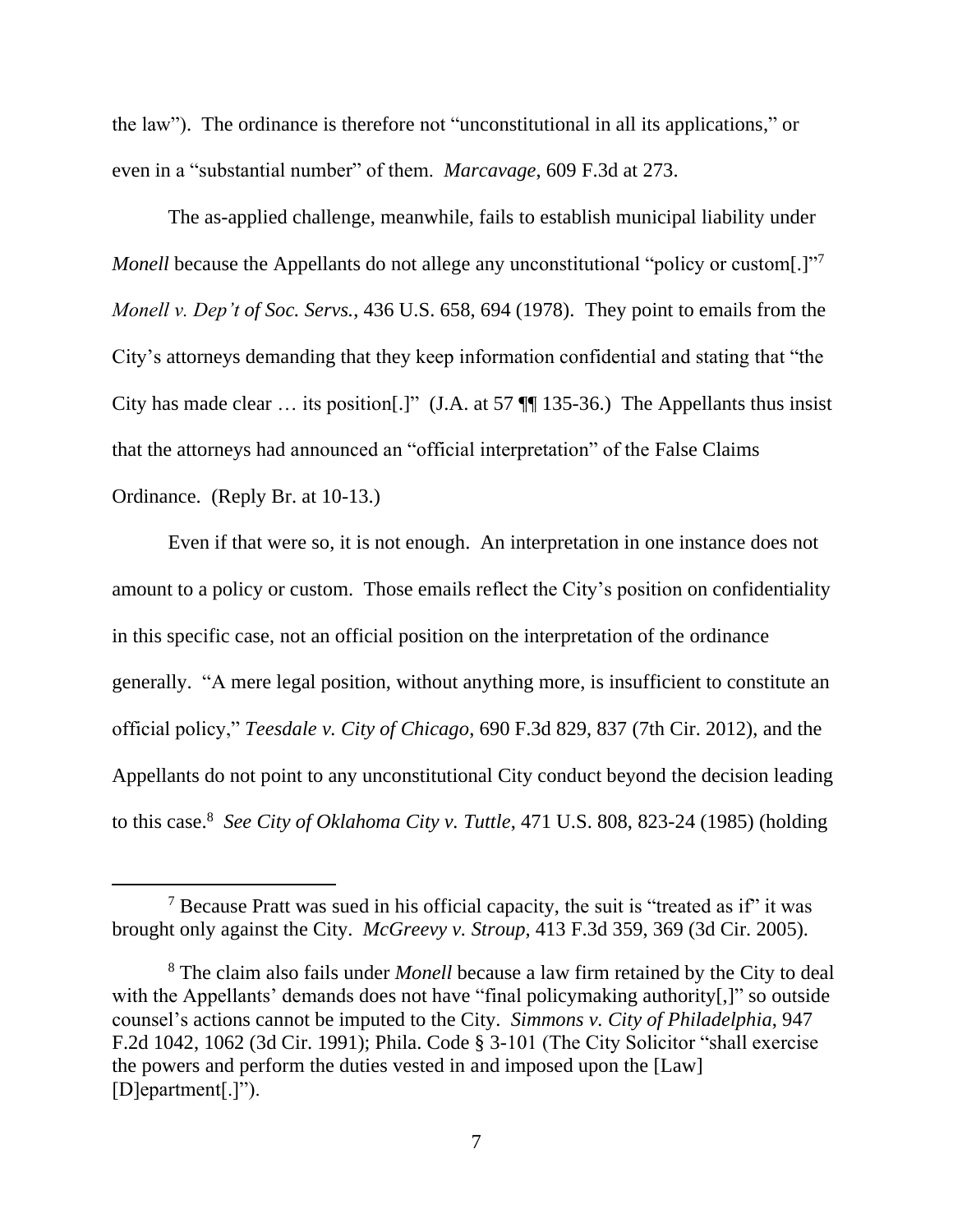the law"). The ordinance is therefore not "unconstitutional in all its applications," or even in a "substantial number" of them. *Marcavage*, 609 F.3d at 273.

The as-applied challenge, meanwhile, fails to establish municipal liability under *Monell* because the Appellants do not allege any unconstitutional "policy or custom[.]"[7] *Monell v. Dep't of Soc. Servs.*, 436 U.S. 658, 694 (1978). They point to emails from the City's attorneys demanding that they keep information confidential and stating that "the City has made clear … its position[.]" (J.A. at 57 ¶¶ 135-36.) The Appellants thus insist that the attorneys had announced an "official interpretation" of the False Claims Ordinance. (Reply Br. at 10-13.)

Even if that were so, it is not enough. An interpretation in one instance does not amount to a policy or custom. Those emails reflect the City's position on confidentiality in this specific case, not an official position on the interpretation of the ordinance generally. "A mere legal position, without anything more, is insufficient to constitute an official policy," *Teesdale v. City of Chicago*, 690 F.3d 829, 837 (7th Cir. 2012), and the Appellants do not point to any unconstitutional City conduct beyond the decision leading to this case.[8] *See City of Oklahoma City v. Tuttle*, 471 U.S. 808, 823-24 (1985) (holding

---

[7] Because Pratt was sued in his official capacity, the suit is "treated as if" it was brought only against the City. *McGreevy v. Stroup*, 413 F.3d 359, 369 (3d Cir. 2005).

[8] The claim also fails under *Monell* because a law firm retained by the City to deal with the Appellants' demands does not have "final policymaking authority[,]" so outside counsel's actions cannot be imputed to the City. *Simmons v. City of Philadelphia*, 947 F.2d 1042, 1062 (3d Cir. 1991); Phila. Code § 3-101 (The City Solicitor "shall exercise the powers and perform the duties vested in and imposed upon the [Law] [D]epartment[.]").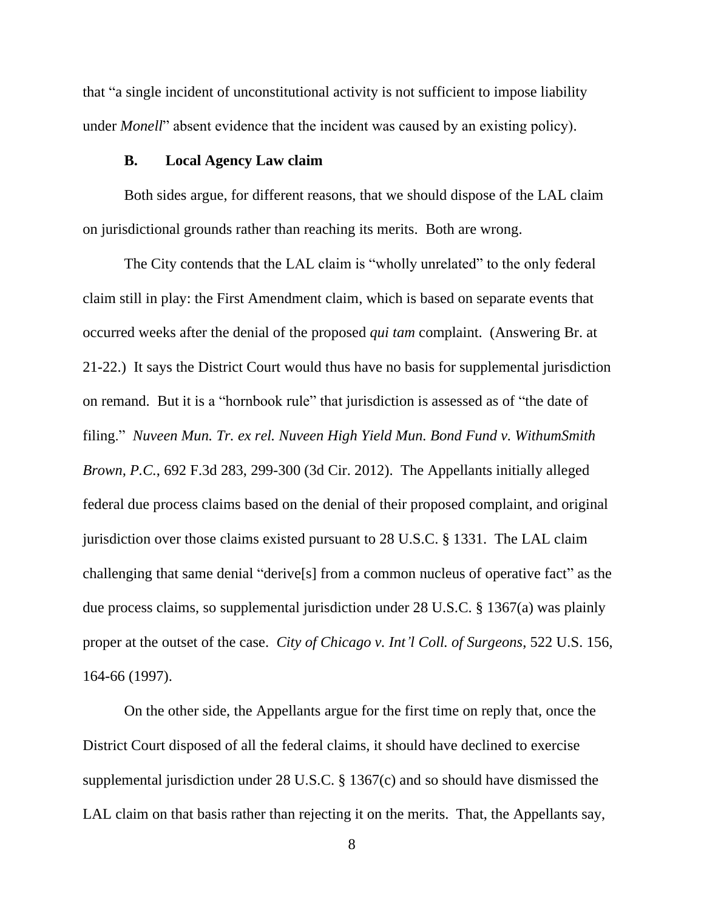that "a single incident of unconstitutional activity is not sufficient to impose liability under *Monell*" absent evidence that the incident was caused by an existing policy).

### B. Local Agency Law claim

Both sides argue, for different reasons, that we should dispose of the LAL claim on jurisdictional grounds rather than reaching its merits. Both are wrong.

The City contends that the LAL claim is "wholly unrelated" to the only federal claim still in play: the First Amendment claim, which is based on separate events that occurred weeks after the denial of the proposed *qui tam* complaint. (Answering Br. at 21-22.) It says the District Court would thus have no basis for supplemental jurisdiction on remand. But it is a "hornbook rule" that jurisdiction is assessed as of "the date of filing." *Nuveen Mun. Tr. ex rel. Nuveen High Yield Mun. Bond Fund v. WithumSmith Brown, P.C.*, 692 F.3d 283, 299-300 (3d Cir. 2012). The Appellants initially alleged federal due process claims based on the denial of their proposed complaint, and original jurisdiction over those claims existed pursuant to 28 U.S.C. § 1331. The LAL claim challenging that same denial "derive[s] from a common nucleus of operative fact" as the due process claims, so supplemental jurisdiction under 28 U.S.C. § 1367(a) was plainly proper at the outset of the case. *City of Chicago v. Int'l Coll. of Surgeons*, 522 U.S. 156, 164-66 (1997).

On the other side, the Appellants argue for the first time on reply that, once the District Court disposed of all the federal claims, it should have declined to exercise supplemental jurisdiction under 28 U.S.C. § 1367(c) and so should have dismissed the LAL claim on that basis rather than rejecting it on the merits. That, the Appellants say,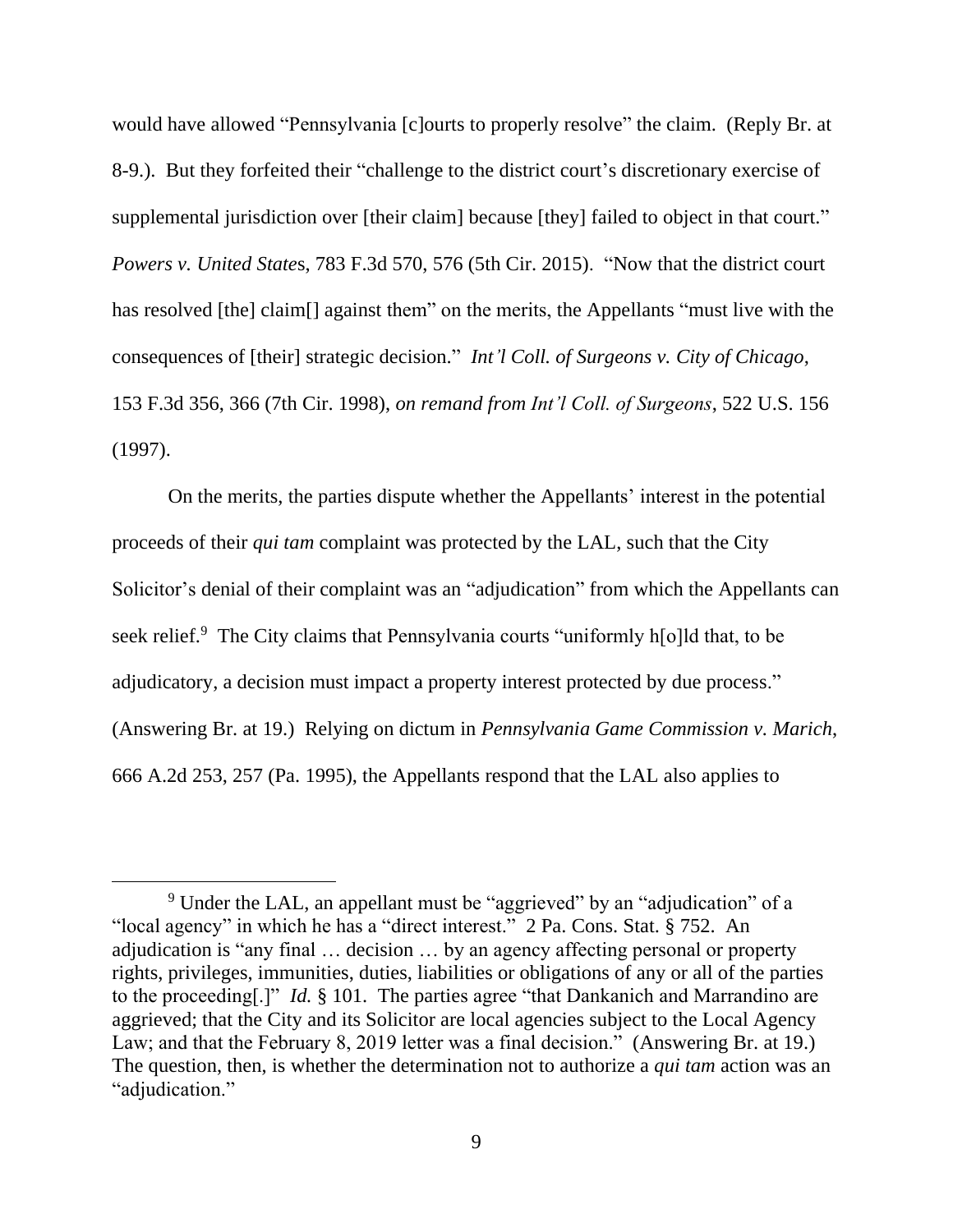would have allowed "Pennsylvania [c]ourts to properly resolve" the claim. (Reply Br. at 8-9.). But they forfeited their "challenge to the district court's discretionary exercise of supplemental jurisdiction over [their claim] because [they] failed to object in that court." *Powers v. United States*, 783 F.3d 570, 576 (5th Cir. 2015). "Now that the district court has resolved [the] claim[] against them" on the merits, the Appellants "must live with the consequences of [their] strategic decision." *Int'l Coll. of Surgeons v. City of Chicago*, 153 F.3d 356, 366 (7th Cir. 1998), *on remand from Int'l Coll. of Surgeons*, 522 U.S. 156 (1997).

On the merits, the parties dispute whether the Appellants' interest in the potential proceeds of their *qui tam* complaint was protected by the LAL, such that the City Solicitor's denial of their complaint was an "adjudication" from which the Appellants can seek relief.[9] The City claims that Pennsylvania courts "uniformly h[o]ld that, to be adjudicatory, a decision must impact a property interest protected by due process." (Answering Br. at 19.) Relying on dictum in *Pennsylvania Game Commission v. Marich*, 666 A.2d 253, 257 (Pa. 1995), the Appellants respond that the LAL also applies to

[9] Under the LAL, an appellant must be "aggrieved" by an "adjudication" of a "local agency" in which he has a "direct interest." 2 Pa. Cons. Stat. § 752. An adjudication is "any final … decision … by an agency affecting personal or property rights, privileges, immunities, duties, liabilities or obligations of any or all of the parties to the proceeding[.]" *Id.* § 101. The parties agree "that Dankanich and Marrandino are aggrieved; that the City and its Solicitor are local agencies subject to the Local Agency Law; and that the February 8, 2019 letter was a final decision." (Answering Br. at 19.) The question, then, is whether the determination not to authorize a *qui tam* action was an "adjudication."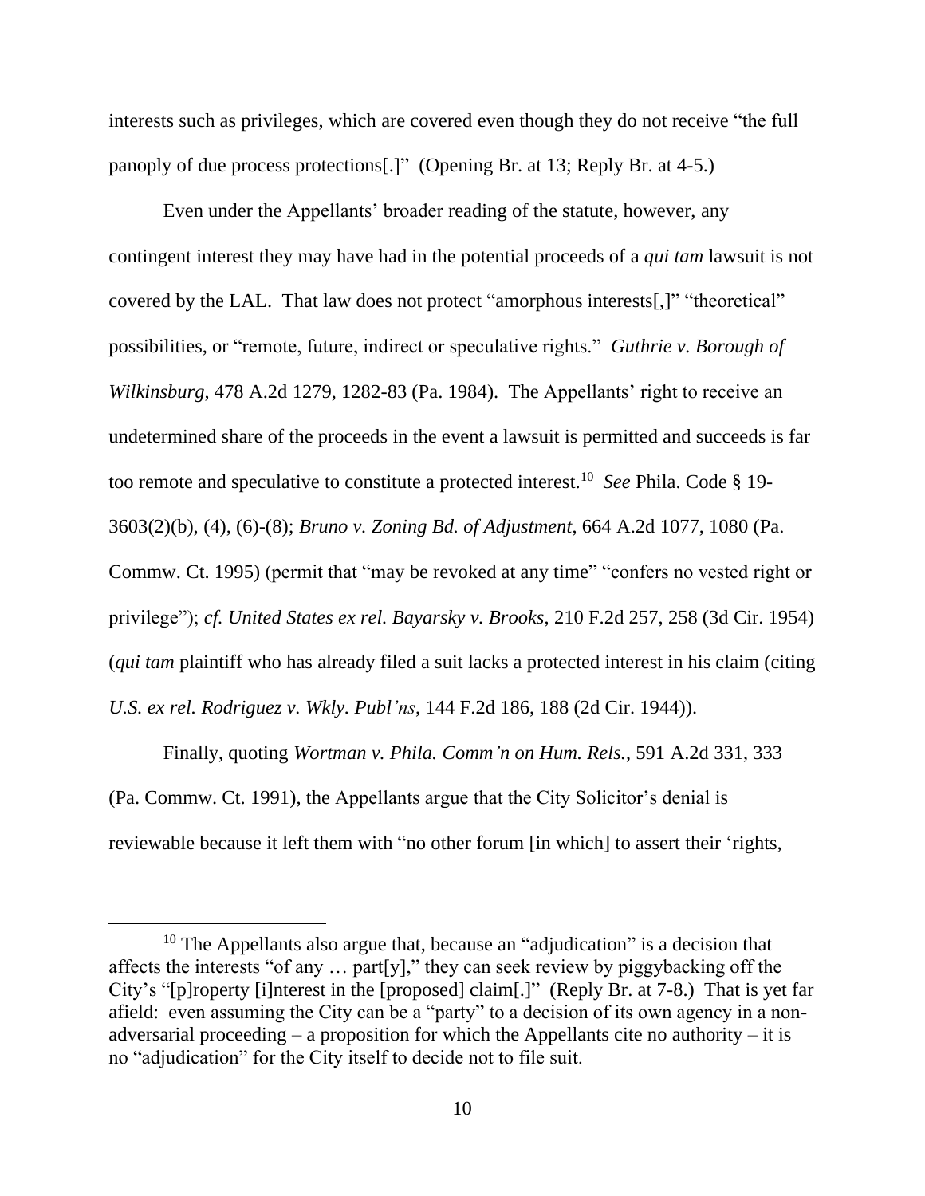interests such as privileges, which are covered even though they do not receive "the full panoply of due process protections[.]" (Opening Br. at 13; Reply Br. at 4-5.)

Even under the Appellants' broader reading of the statute, however, any contingent interest they may have had in the potential proceeds of a *qui tam* lawsuit is not covered by the LAL. That law does not protect "amorphous interests[,]" "theoretical" possibilities, or "remote, future, indirect or speculative rights." *Guthrie v. Borough of Wilkinsburg*, 478 A.2d 1279, 1282-83 (Pa. 1984). The Appellants' right to receive an undetermined share of the proceeds in the event a lawsuit is permitted and succeeds is far too remote and speculative to constitute a protected interest.[10] *See* Phila. Code § 19-3603(2)(b), (4), (6)-(8); *Bruno v. Zoning Bd. of Adjustment*, 664 A.2d 1077, 1080 (Pa. Commw. Ct. 1995) (permit that "may be revoked at any time" "confers no vested right or privilege"); *cf. United States ex rel. Bayarsky v. Brooks*, 210 F.2d 257, 258 (3d Cir. 1954) (*qui tam* plaintiff who has already filed a suit lacks a protected interest in his claim (citing *U.S. ex rel. Rodriguez v. Wkly. Publ'ns*, 144 F.2d 186, 188 (2d Cir. 1944)).

Finally, quoting *Wortman v. Phila. Comm'n on Hum. Rels.*, 591 A.2d 331, 333 (Pa. Commw. Ct. 1991), the Appellants argue that the City Solicitor's denial is reviewable because it left them with "no other forum [in which] to assert their 'rights,

[10] The Appellants also argue that, because an "adjudication" is a decision that affects the interests "of any … part[y]," they can seek review by piggybacking off the City's "[p]roperty [i]nterest in the [proposed] claim[.]" (Reply Br. at 7-8.) That is yet far afield: even assuming the City can be a "party" to a decision of its own agency in a non-adversarial proceeding – a proposition for which the Appellants cite no authority – it is no "adjudication" for the City itself to decide not to file suit.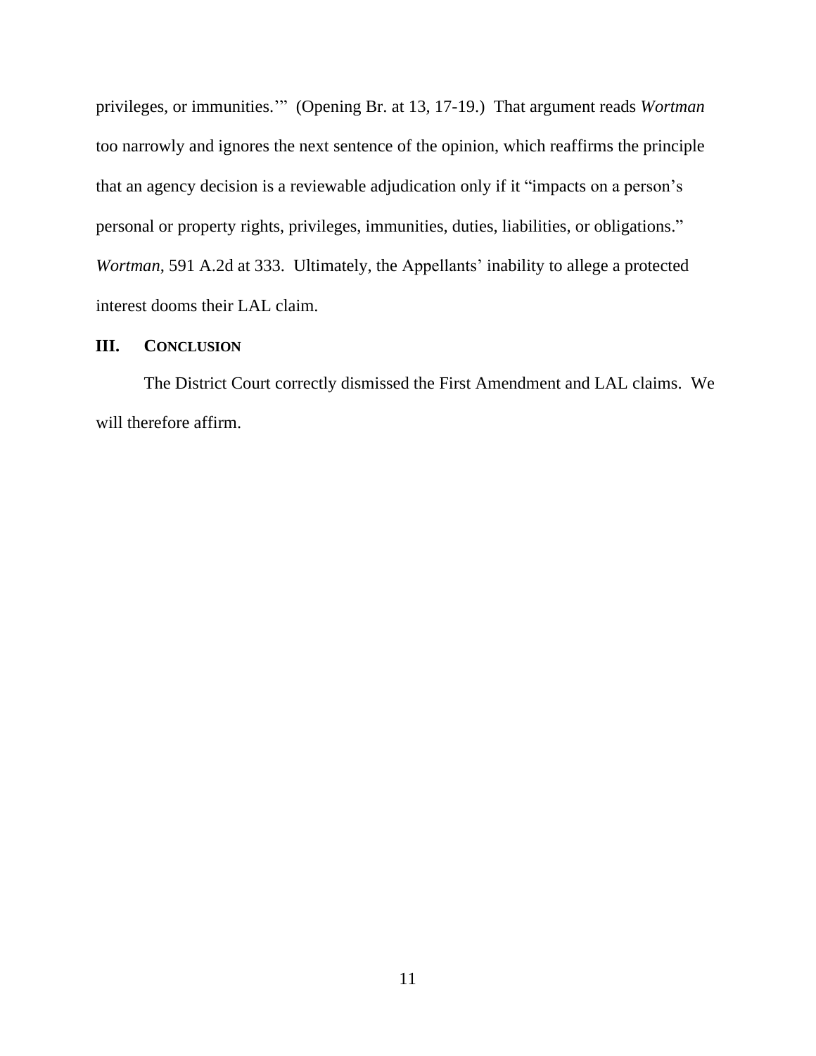privileges, or immunities.'" (Opening Br. at 13, 17-19.) That argument reads *Wortman* too narrowly and ignores the next sentence of the opinion, which reaffirms the principle that an agency decision is a reviewable adjudication only if it "impacts on a person's personal or property rights, privileges, immunities, duties, liabilities, or obligations." *Wortman*, 591 A.2d at 333. Ultimately, the Appellants' inability to allege a protected interest dooms their LAL claim.

## III. CONCLUSION

The District Court correctly dismissed the First Amendment and LAL claims. We will therefore affirm.